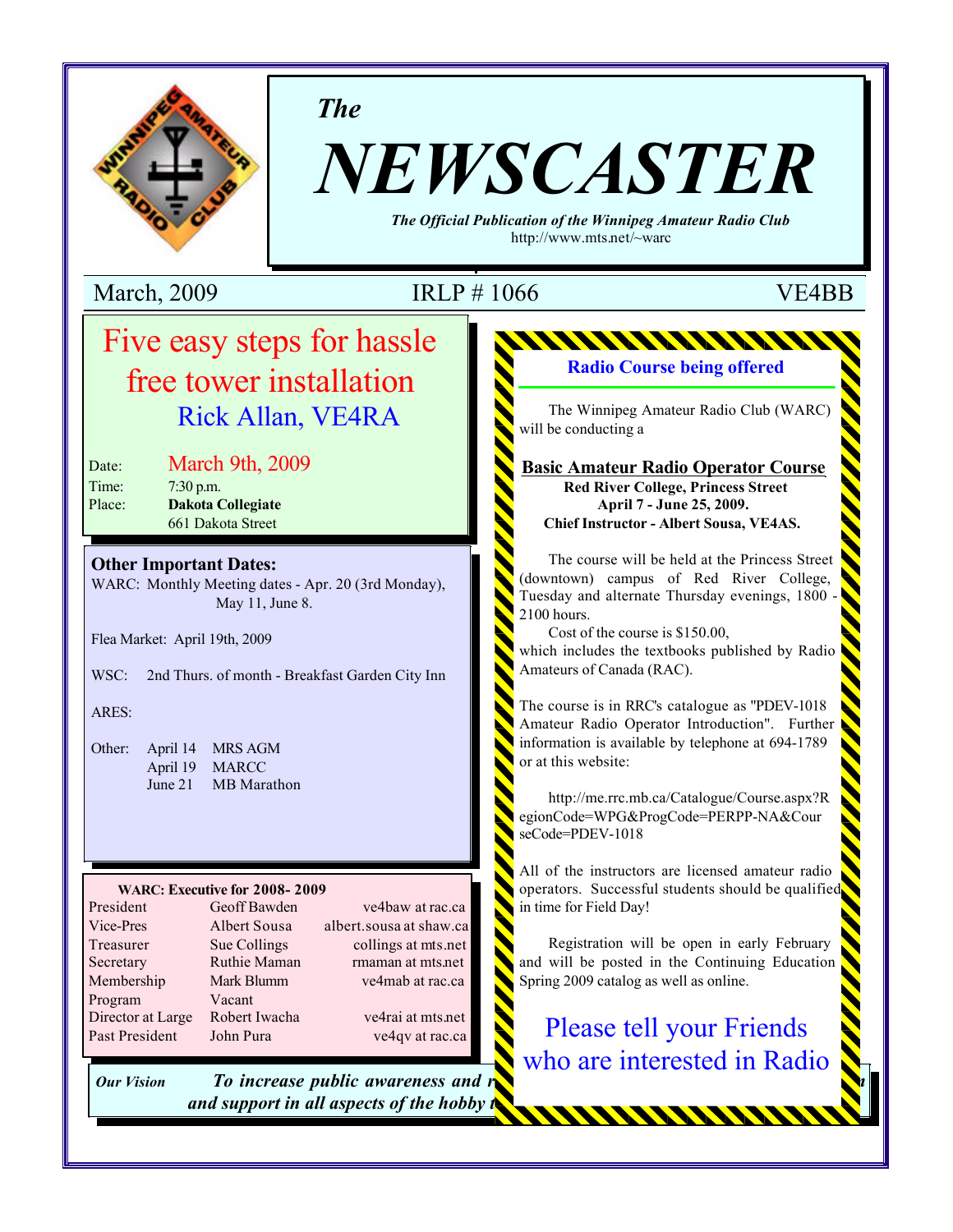# *The* NEWSCASTER

***The Official Publication of the Winnipeg Amateur Radio Club***
http://www.mts.net/~warc

March, 2009 | IRLP # 1066 | VE4BB

## Five easy steps for hassle free tower installation

### Rick Allan, VE4RA

Date: March 9th, 2009
Time: 7:30 p.m.
Place: **Dakota Collegiate**
661 Dakota Street

**Other Important Dates:**

WARC: Monthly Meeting dates - Apr. 20 (3rd Monday), May 11, June 8.

Flea Market: April 19th, 2009

WSC: 2nd Thurs. of month - Breakfast Garden City Inn

ARES:

Other:
- April 14 MRS AGM
- April 19 MARCC
- June 21 MB Marathon

**WARC: Executive for 2008- 2009**

| | | |
|---|---|---|
| President | Geoff Bawden | ve4baw at rac.ca |
| Vice-Pres | Albert Sousa | albert.sousa at shaw.ca |
| Treasurer | Sue Collings | collings at mts.net |
| Secretary | Ruthie Maman | rmaman at mts.net |
| Membership | Mark Blumm | ve4mab at rac.ca |
| Program | Vacant | |
| Director at Large | Robert Iwacha | ve4rai at mts.net |
| Past President | John Pura | ve4qv at rac.ca |

### Radio Course being offered

The Winnipeg Amateur Radio Club (WARC) will be conducting a

**Basic Amateur Radio Operator Course**
**Red River College, Princess Street**
**April 7 - June 25, 2009.**
**Chief Instructor - Albert Sousa, VE4AS.**

The course will be held at the Princess Street (downtown) campus of Red River College, Tuesday and alternate Thursday evenings, 1800 - 2100 hours.

Cost of the course is $150.00, which includes the textbooks published by Radio Amateurs of Canada (RAC).

The course is in RRC's catalogue as "PDEV-1018 Amateur Radio Operator Introduction". Further information is available by telephone at 694-1789 or at this website:

http://me.rrc.mb.ca/Catalogue/Course.aspx?RegionCode=WPG&ProgCode=PERPP-NA&CourseCode=PDEV-1018

All of the instructors are licensed amateur radio operators. Successful students should be qualified in time for Field Day!

Registration will be open in early February and will be posted in the Continuing Education Spring 2009 catalog as well as online.

Please tell your Friends who are interested in Radio

***Our Vision*** ***To increase public awareness and r... and support in all aspects of the hobby t...***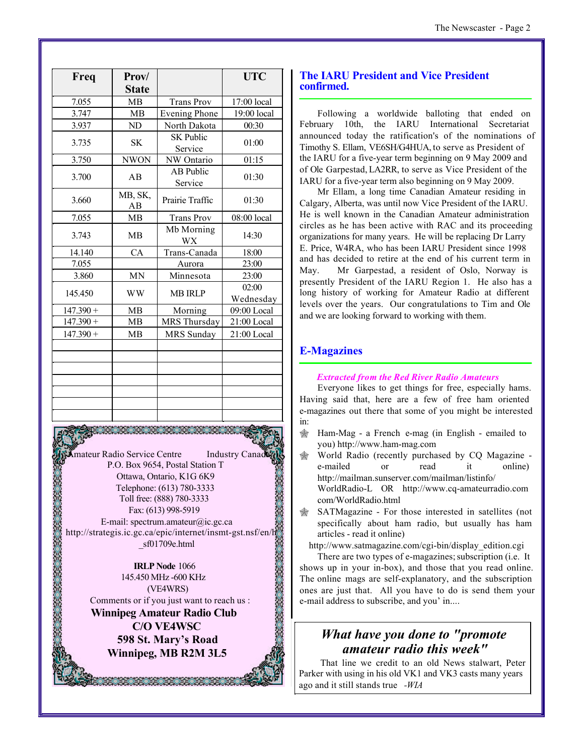| Freq | Prov/ State | | UTC |
|---|---|---|---|
| 7.055 | MB | Trans Prov | 17:00 local |
| 3.747 | MB | Evening Phone | 19:00 local |
| 3.937 | ND | North Dakota | 00:30 |
| 3.735 | SK | SK Public Service | 01:00 |
| 3.750 | NWON | NW Ontario | 01:15 |
| 3.700 | AB | AB Public Service | 01:30 |
| 3.660 | MB, SK, AB | Prairie Traffic | 01:30 |
| 7.055 | MB | Trans Prov | 08:00 local |
| 3.743 | MB | Mb Morning WX | 14:30 |
| 14.140 | CA | Trans-Canada | 18:00 |
| 7.055 | | Aurora | 23:00 |
| 3.860 | MN | Minnesota | 23:00 |
| 145.450 | WW | MB IRLP | 02:00 Wednesday |
| 147.390 + | MB | Morning | 09:00 Local |
| 147.390 + | MB | MRS Thursday | 21:00 Local |
| 147.390 + | MB | MRS Sunday | 21:00 Local |

Amateur Radio Service Centre Industry Canada
P.O. Box 9654, Postal Station T
Ottawa, Ontario, K1G 6K9
Telephone: (613) 780-3333
Toll free: (888) 780-3333
Fax: (613) 998-5919
E-mail: spectrum.amateur@ic.gc.ca
http://strategis.ic.gc.ca/epic/internet/insmt-gst.nsf/en/h_sf01709e.html

**IRLP Node** 1066
145.450 MHz -600 KHz
(VE4WRS)
Comments or if you just want to reach us :
**Winnipeg Amateur Radio Club**
**C/O VE4WSC**
**598 St. Mary's Road**
**Winnipeg, MB R2M 3L5**

## The IARU President and Vice President confirmed.

Following a worldwide balloting that ended on February 10th, the IARU International Secretariat announced today the ratification's of the nominations of Timothy S. Ellam, VE6SH/G4HUA, to serve as President of the IARU for a five-year term beginning on 9 May 2009 and of Ole Garpestad, LA2RR, to serve as Vice President of the IARU for a five-year term also beginning on 9 May 2009.

Mr Ellam, a long time Canadian Amateur residing in Calgary, Alberta, was until now Vice President of the IARU. He is well known in the Canadian Amateur administration circles as he has been active with RAC and its proceeding organizations for many years. He will be replacing Dr Larry E. Price, W4RA, who has been IARU President since 1998 and has decided to retire at the end of his current term in May. Mr Garpestad, a resident of Oslo, Norway is presently President of the IARU Region 1. He also has a long history of working for Amateur Radio at different levels over the years. Our congratulations to Tim and Ole and we are looking forward to working with them.

## E-Magazines

***Extracted from the Red River Radio Amateurs***

Everyone likes to get things for free, especially hams. Having said that, here are a few of free ham oriented e-magazines out there that some of you might be interested in:

- Ham-Mag - a French e-mag (in English - emailed to you) http://www.ham-mag.com
- World Radio (recently purchased by CQ Magazine - e-mailed or read it online) http://mailman.sunserver.com/mailman/listinfo/WorldRadio-L OR http://www.cq-amateurradio.com com/WorldRadio.html
- SATMagazine - For those interested in satellites (not specifically about ham radio, but usually has ham articles - read it online)

http://www.satmagazine.com/cgi-bin/display_edition.cgi

There are two types of e-magazines; subscription (i.e. It shows up in your in-box), and those that you read online. The online mags are self-explanatory, and the subscription ones are just that. All you have to do is send them your e-mail address to subscribe, and you' in....

## *What have you done to "promote amateur radio this week"*

That line we credit to an old News stalwart, Peter Parker with using in his old VK1 and VK3 casts many years ago and it still stands true *-WIA*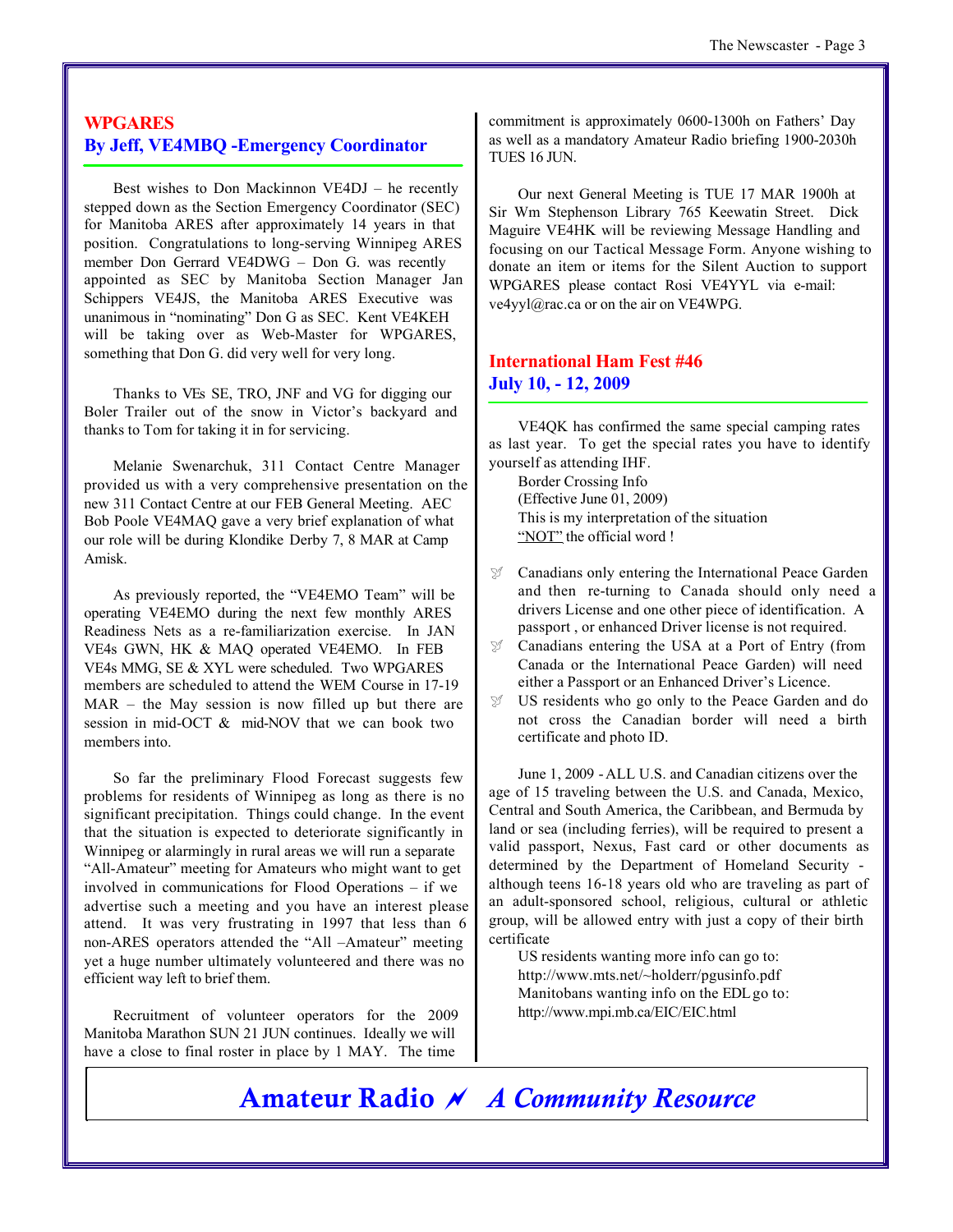## WPGARES

### By Jeff, VE4MBQ -Emergency Coordinator

Best wishes to Don Mackinnon VE4DJ – he recently stepped down as the Section Emergency Coordinator (SEC) for Manitoba ARES after approximately 14 years in that position. Congratulations to long-serving Winnipeg ARES member Don Gerrard VE4DWG – Don G. was recently appointed as SEC by Manitoba Section Manager Jan Schippers VE4JS, the Manitoba ARES Executive was unanimous in "nominating" Don G as SEC. Kent VE4KEH will be taking over as Web-Master for WPGARES, something that Don G. did very well for very long.

Thanks to VEs SE, TRO, JNF and VG for digging our Boler Trailer out of the snow in Victor's backyard and thanks to Tom for taking it in for servicing.

Melanie Swenarchuk, 311 Contact Centre Manager provided us with a very comprehensive presentation on the new 311 Contact Centre at our FEB General Meeting. AEC Bob Poole VE4MAQ gave a very brief explanation of what our role will be during Klondike Derby 7, 8 MAR at Camp Amisk.

As previously reported, the "VE4EMO Team" will be operating VE4EMO during the next few monthly ARES Readiness Nets as a re-familiarization exercise. In JAN VE4s GWN, HK & MAQ operated VE4EMO. In FEB VE4s MMG, SE & XYL were scheduled. Two WPGARES members are scheduled to attend the WEM Course in 17-19 MAR – the May session is now filled up but there are session in mid-OCT & mid-NOV that we can book two members into.

So far the preliminary Flood Forecast suggests few problems for residents of Winnipeg as long as there is no significant precipitation. Things could change. In the event that the situation is expected to deteriorate significantly in Winnipeg or alarmingly in rural areas we will run a separate "All-Amateur" meeting for Amateurs who might want to get involved in communications for Flood Operations – if we advertise such a meeting and you have an interest please attend. It was very frustrating in 1997 that less than 6 non-ARES operators attended the "All –Amateur" meeting yet a huge number ultimately volunteered and there was no efficient way left to brief them.

Recruitment of volunteer operators for the 2009 Manitoba Marathon SUN 21 JUN continues. Ideally we will have a close to final roster in place by 1 MAY. The time commitment is approximately 0600-1300h on Fathers' Day as well as a mandatory Amateur Radio briefing 1900-2030h TUES 16 JUN.

Our next General Meeting is TUE 17 MAR 1900h at Sir Wm Stephenson Library 765 Keewatin Street. Dick Maguire VE4HK will be reviewing Message Handling and focusing on our Tactical Message Form. Anyone wishing to donate an item or items for the Silent Auction to support WPGARES please contact Rosi VE4YYL via e-mail: ve4yyl@rac.ca or on the air on VE4WPG.

## International Ham Fest #46

### July 10, - 12, 2009

VE4QK has confirmed the same special camping rates as last year. To get the special rates you have to identify yourself as attending IHF.

Border Crossing Info
(Effective June 01, 2009)
This is my interpretation of the situation
"NOT" the official word !

- Canadians only entering the International Peace Garden and then re-turning to Canada should only need a drivers License and one other piece of identification. A passport , or enhanced Driver license is not required.
- Canadians entering the USA at a Port of Entry (from Canada or the International Peace Garden) will need either a Passport or an Enhanced Driver's Licence.
- US residents who go only to the Peace Garden and do not cross the Canadian border will need a birth certificate and photo ID.

June 1, 2009 - ALL U.S. and Canadian citizens over the age of 15 traveling between the U.S. and Canada, Mexico, Central and South America, the Caribbean, and Bermuda by land or sea (including ferries), will be required to present a valid passport, Nexus, Fast card or other documents as determined by the Department of Homeland Security - although teens 16-18 years old who are traveling as part of an adult-sponsored school, religious, cultural or athletic group, will be allowed entry with just a copy of their birth certificate

US residents wanting more info can go to:
http://www.mts.net/~holderr/pgusinfo.pdf
Manitobans wanting info on the EDL go to:
http://www.mpi.mb.ca/EIC/EIC.html

**Amateur Radio ⚡ *A Community Resource***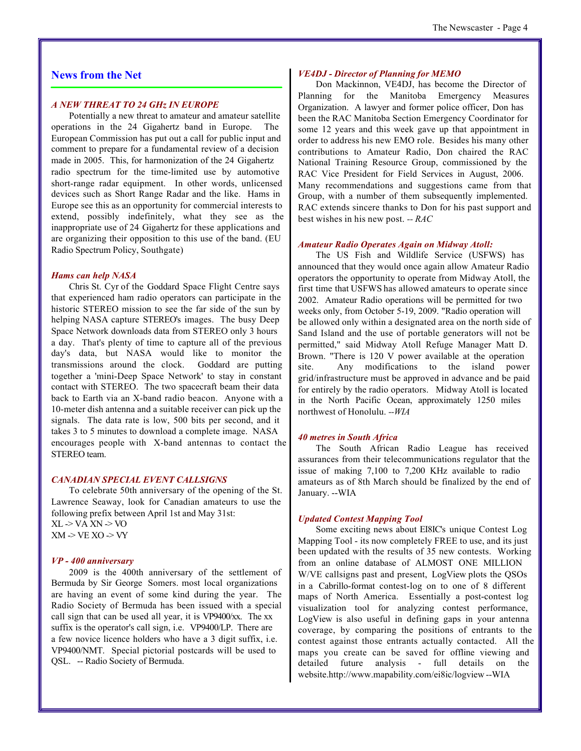## News from the Net

### *A NEW THREAT TO 24 GHz IN EUROPE*

Potentially a new threat to amateur and amateur satellite operations in the 24 Gigahertz band in Europe. The European Commission has put out a call for public input and comment to prepare for a fundamental review of a decision made in 2005. This, for harmonization of the 24 Gigahertz radio spectrum for the time-limited use by automotive short-range radar equipment. In other words, unlicensed devices such as Short Range Radar and the like. Hams in Europe see this as an opportunity for commercial interests to extend, possibly indefinitely, what they see as the inappropriate use of 24 Gigahertz for these applications and are organizing their opposition to this use of the band. (EU Radio Spectrum Policy, Southgate)

### *Hams can help NASA*

Chris St. Cyr of the Goddard Space Flight Centre says that experienced ham radio operators can participate in the historic STEREO mission to see the far side of the sun by helping NASA capture STEREO's images. The busy Deep Space Network downloads data from STEREO only 3 hours a day. That's plenty of time to capture all of the previous day's data, but NASA would like to monitor the transmissions around the clock. Goddard are putting together a 'mini-Deep Space Network' to stay in constant contact with STEREO. The two spacecraft beam their data back to Earth via an X-band radio beacon. Anyone with a 10-meter dish antenna and a suitable receiver can pick up the signals. The data rate is low, 500 bits per second, and it takes 3 to 5 minutes to download a complete image. NASA encourages people with X-band antennas to contact the STEREO team.

### *CANADIAN SPECIAL EVENT CALLSIGNS*

To celebrate 50th anniversary of the opening of the St. Lawrence Seaway, look for Canadian amateurs to use the following prefix between April 1st and May 31st:

XL -> VA XN -> VO
XM -> VE XO -> VY

### *VP - 400 anniversary*

2009 is the 400th anniversary of the settlement of Bermuda by Sir George Somers. most local organizations are having an event of some kind during the year. The Radio Society of Bermuda has been issued with a special call sign that can be used all year, it is VP9400/xx. The xx suffix is the operator's call sign, i.e. VP9400/LP. There are a few novice licence holders who have a 3 digit suffix, i.e. VP9400/NMT. Special pictorial postcards will be used to QSL. -- Radio Society of Bermuda.

### *VE4DJ - Director of Planning for MEMO*

Don Mackinnon, VE4DJ, has become the Director of Planning for the Manitoba Emergency Measures Organization. A lawyer and former police officer, Don has been the RAC Manitoba Section Emergency Coordinator for some 12 years and this week gave up that appointment in order to address his new EMO role. Besides his many other contributions to Amateur Radio, Don chaired the RAC National Training Resource Group, commissioned by the RAC Vice President for Field Services in August, 2006. Many recommendations and suggestions came from that Group, with a number of them subsequently implemented. RAC extends sincere thanks to Don for his past support and best wishes in his new post. *-- RAC*

### *Amateur Radio Operates Again on Midway Atoll:*

The US Fish and Wildlife Service (USFWS) has announced that they would once again allow Amateur Radio operators the opportunity to operate from Midway Atoll, the first time that USFWS has allowed amateurs to operate since 2002. Amateur Radio operations will be permitted for two weeks only, from October 5-19, 2009. "Radio operation will be allowed only within a designated area on the north side of Sand Island and the use of portable generators will not be permitted," said Midway Atoll Refuge Manager Matt D. Brown. "There is 120 V power available at the operation site. Any modifications to the island power grid/infrastructure must be approved in advance and be paid for entirely by the radio operators. Midway Atoll is located in the North Pacific Ocean, approximately 1250 miles northwest of Honolulu. *--WIA*

### *40 metres in South Africa*

The South African Radio League has received assurances from their telecommunications regulator that the issue of making 7,100 to 7,200 KHz available to radio amateurs as of 8th March should be finalized by the end of January. --WIA

### *Updated Contest Mapping Tool*

Some exciting news about EI8IC's unique Contest Log Mapping Tool - its now completely FREE to use, and its just been updated with the results of 35 new contests. Working from an online database of ALMOST ONE MILLION W/VE callsigns past and present, LogView plots the QSOs in a Cabrillo-format contest-log on to one of 8 different maps of North America. Essentially a post-contest log visualization tool for analyzing contest performance, LogView is also useful in defining gaps in your antenna coverage, by comparing the positions of entrants to the contest against those entrants actually contacted. All the maps you create can be saved for offline viewing and detailed future analysis - full details on the website.http://www.mapability.com/ei8ic/logview --WIA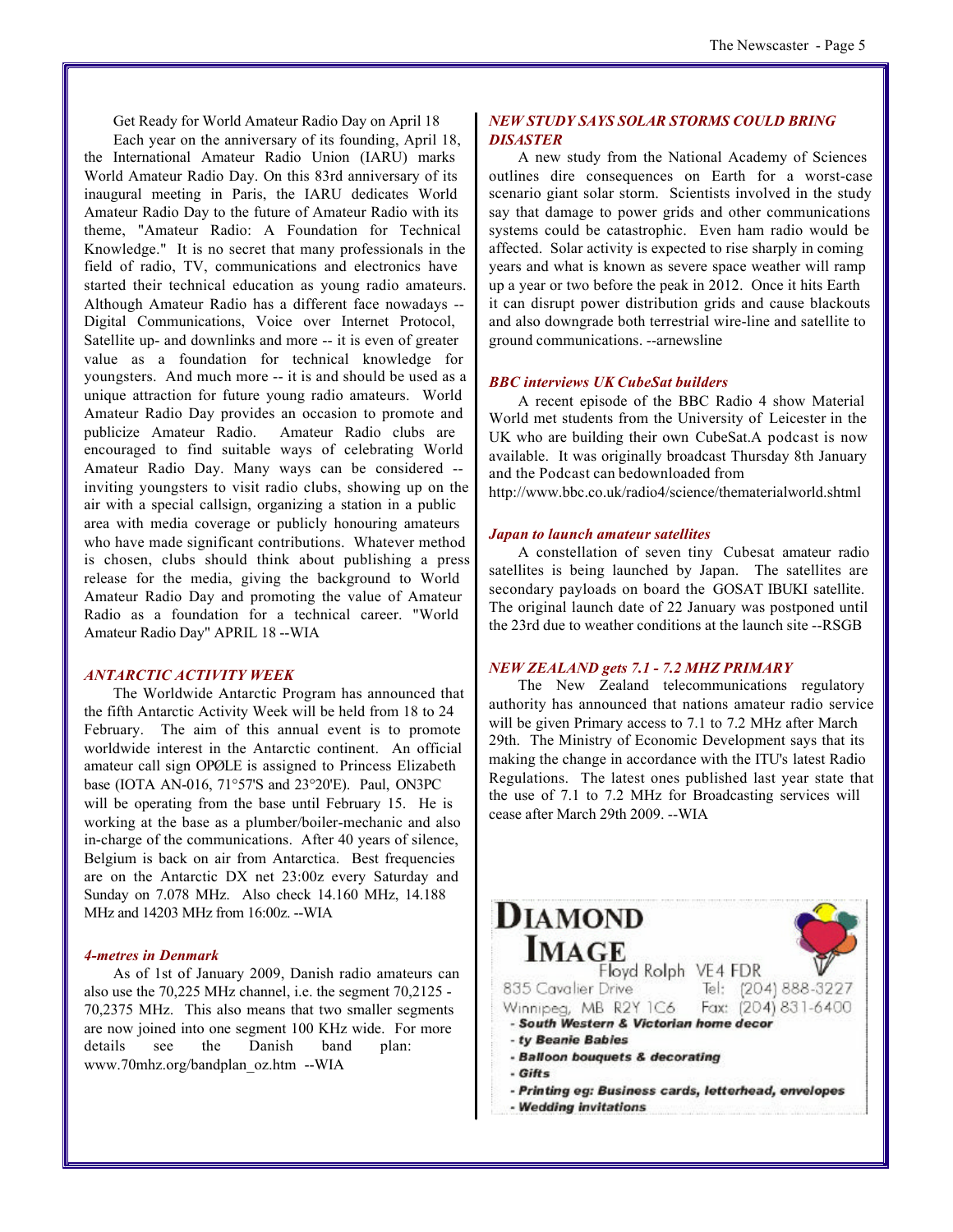Get Ready for World Amateur Radio Day on April 18

Each year on the anniversary of its founding, April 18, the International Amateur Radio Union (IARU) marks World Amateur Radio Day. On this 83rd anniversary of its inaugural meeting in Paris, the IARU dedicates World Amateur Radio Day to the future of Amateur Radio with its theme, "Amateur Radio: A Foundation for Technical Knowledge." It is no secret that many professionals in the field of radio, TV, communications and electronics have started their technical education as young radio amateurs. Although Amateur Radio has a different face nowadays -- Digital Communications, Voice over Internet Protocol, Satellite up- and downlinks and more -- it is even of greater value as a foundation for technical knowledge for youngsters. And much more -- it is and should be used as a unique attraction for future young radio amateurs. World Amateur Radio Day provides an occasion to promote and publicize Amateur Radio. Amateur Radio clubs are encouraged to find suitable ways of celebrating World Amateur Radio Day. Many ways can be considered -- inviting youngsters to visit radio clubs, showing up on the air with a special callsign, organizing a station in a public area with media coverage or publicly honouring amateurs who have made significant contributions. Whatever method is chosen, clubs should think about publishing a press release for the media, giving the background to World Amateur Radio Day and promoting the value of Amateur Radio as a foundation for a technical career. "World Amateur Radio Day" APRIL 18 --WIA

### *ANTARCTIC ACTIVITY WEEK*

The Worldwide Antarctic Program has announced that the fifth Antarctic Activity Week will be held from 18 to 24 February. The aim of this annual event is to promote worldwide interest in the Antarctic continent. An official amateur call sign OPØLE is assigned to Princess Elizabeth base (IOTA AN-016, 71°57'S and 23°20'E). Paul, ON3PC will be operating from the base until February 15. He is working at the base as a plumber/boiler-mechanic and also in-charge of the communications. After 40 years of silence, Belgium is back on air from Antarctica. Best frequencies are on the Antarctic DX net 23:00z every Saturday and Sunday on 7.078 MHz. Also check 14.160 MHz, 14.188 MHz and 14203 MHz from 16:00z. --WIA

### *4-metres in Denmark*

As of 1st of January 2009, Danish radio amateurs can also use the 70,225 MHz channel, i.e. the segment 70,2125 - 70,2375 MHz. This also means that two smaller segments are now joined into one segment 100 KHz wide. For more details see the Danish band plan: www.70mhz.org/bandplan_oz.htm --WIA

### *NEW STUDY SAYS SOLAR STORMS COULD BRING DISASTER*

A new study from the National Academy of Sciences outlines dire consequences on Earth for a worst-case scenario giant solar storm. Scientists involved in the study say that damage to power grids and other communications systems could be catastrophic. Even ham radio would be affected. Solar activity is expected to rise sharply in coming years and what is known as severe space weather will ramp up a year or two before the peak in 2012. Once it hits Earth it can disrupt power distribution grids and cause blackouts and also downgrade both terrestrial wire-line and satellite to ground communications. --arnewsline

### *BBC interviews UK CubeSat builders*

A recent episode of the BBC Radio 4 show Material World met students from the University of Leicester in the UK who are building their own CubeSat.A podcast is now available. It was originally broadcast Thursday 8th January and the Podcast can bedownloaded from http://www.bbc.co.uk/radio4/science/thematerialworld.shtml

### *Japan to launch amateur satellites*

A constellation of seven tiny Cubesat amateur radio satellites is being launched by Japan. The satellites are secondary payloads on board the GOSAT IBUKI satellite. The original launch date of 22 January was postponed until the 23rd due to weather conditions at the launch site --RSGB

### *NEW ZEALAND gets 7.1 - 7.2 MHZ PRIMARY*

The New Zealand telecommunications regulatory authority has announced that nations amateur radio service will be given Primary access to 7.1 to 7.2 MHz after March 29th. The Ministry of Economic Development says that its making the change in accordance with the ITU's latest Radio Regulations. The latest ones published last year state that the use of 7.1 to 7.2 MHz for Broadcasting services will cease after March 29th 2009. --WIA

**DIAMOND IMAGE**

Floyd Rolph VE4 FDR
835 Cavalier Drive
Winnipeg, MB R2Y 1C6
Tel: (204) 888-3227
Fax: (204) 831-6400

- **South Western & Victorian home decor**
- **ty Beanie Babies**
- **Balloon bouquets & decorating**
- **Gifts**
- **Printing eg: Business cards, letterhead, envelopes**
- **Wedding invitations**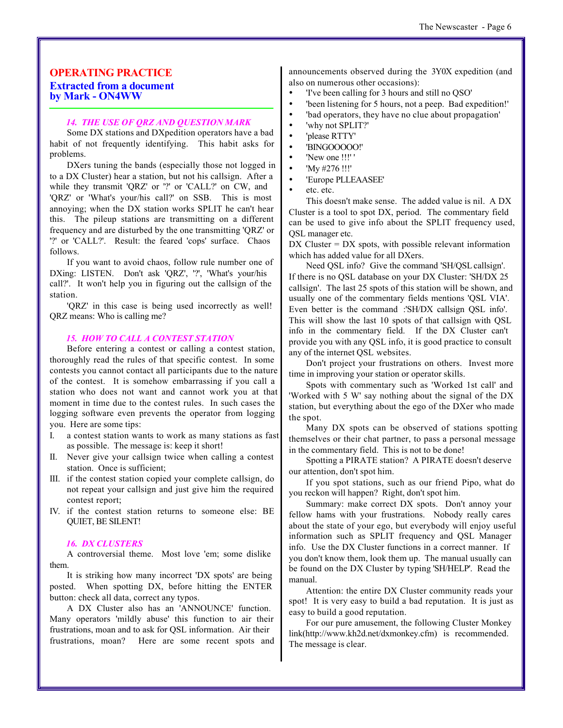## OPERATING PRACTICE

### Extracted from a document by Mark - ON4WW

#### *14. THE USE OF QRZ AND QUESTION MARK*

Some DX stations and DXpedition operators have a bad habit of not frequently identifying. This habit asks for problems.

DXers tuning the bands (especially those not logged in to a DX Cluster) hear a station, but not his callsign. After a while they transmit 'QRZ' or '?' or 'CALL?' on CW, and 'QRZ' or 'What's your/his call?' on SSB. This is most annoying; when the DX station works SPLIT he can't hear this. The pileup stations are transmitting on a different frequency and are disturbed by the one transmitting 'QRZ' or '?' or 'CALL?'. Result: the feared 'cops' surface. Chaos follows.

If you want to avoid chaos, follow rule number one of DXing: LISTEN. Don't ask 'QRZ', '?', 'What's your/his call?'. It won't help you in figuring out the callsign of the station.

'QRZ' in this case is being used incorrectly as well! QRZ means: Who is calling me?

#### *15. HOW TO CALL A CONTEST STATION*

Before entering a contest or calling a contest station, thoroughly read the rules of that specific contest. In some contests you cannot contact all participants due to the nature of the contest. It is somehow embarrassing if you call a station who does not want and cannot work you at that moment in time due to the contest rules. In such cases the logging software even prevents the operator from logging you. Here are some tips:

I. a contest station wants to work as many stations as fast as possible. The message is: keep it short!
II. Never give your callsign twice when calling a contest station. Once is sufficient;
III. if the contest station copied your complete callsign, do not repeat your callsign and just give him the required contest report;
IV. if the contest station returns to someone else: BE QUIET, BE SILENT!

#### *16. DX CLUSTERS*

A controversial theme. Most love 'em; some dislike them.

It is striking how many incorrect 'DX spots' are being posted. When spotting DX, before hitting the ENTER button: check all data, correct any typos.

A DX Cluster also has an 'ANNOUNCE' function. Many operators 'mildly abuse' this function to air their frustrations, moan and to ask for QSL information. Air their frustrations, moan? Here are some recent spots and announcements observed during the 3Y0X expedition (and also on numerous other occasions):

- 'I've been calling for 3 hours and still no QSO'
- 'been listening for 5 hours, not a peep. Bad expedition!'
- 'bad operators, they have no clue about propagation'
- 'why not SPLIT?'
- 'please RTTY'
- 'BINGOOOOO!'
- 'New one !!!' '
- 'My #276 !!!'
- 'Europe PLLEAASEE'
- etc. etc.

This doesn't make sense. The added value is nil. A DX Cluster is a tool to spot DX, period. The commentary field can be used to give info about the SPLIT frequency used, QSL manager etc.

DX Cluster = DX spots, with possible relevant information which has added value for all DXers.

Need QSL info? Give the command 'SH/QSL callsign'. If there is no QSL database on your DX Cluster: 'SH/DX 25 callsign'. The last 25 spots of this station will be shown, and usually one of the commentary fields mentions 'QSL VIA'. Even better is the command :'SH/DX callsign QSL info'. This will show the last 10 spots of that callsign with QSL info in the commentary field. If the DX Cluster can't provide you with any QSL info, it is good practice to consult any of the internet QSL websites.

Don't project your frustrations on others. Invest more time in improving your station or operator skills.

Spots with commentary such as 'Worked 1st call' and 'Worked with 5 W' say nothing about the signal of the DX station, but everything about the ego of the DXer who made the spot.

Many DX spots can be observed of stations spotting themselves or their chat partner, to pass a personal message in the commentary field. This is not to be done!

Spotting a PIRATE station? A PIRATE doesn't deserve our attention, don't spot him.

If you spot stations, such as our friend Pipo, what do you reckon will happen? Right, don't spot him.

Summary: make correct DX spots. Don't annoy your fellow hams with your frustrations. Nobody really cares about the state of your ego, but everybody will enjoy useful information such as SPLIT frequency and QSL Manager info. Use the DX Cluster functions in a correct manner. If you don't know them, look them up. The manual usually can be found on the DX Cluster by typing 'SH/HELP'. Read the manual.

Attention: the entire DX Cluster community reads your spot! It is very easy to build a bad reputation. It is just as easy to build a good reputation.

For our pure amusement, the following Cluster Monkey link(http://www.kh2d.net/dxmonkey.cfm) is recommended. The message is clear.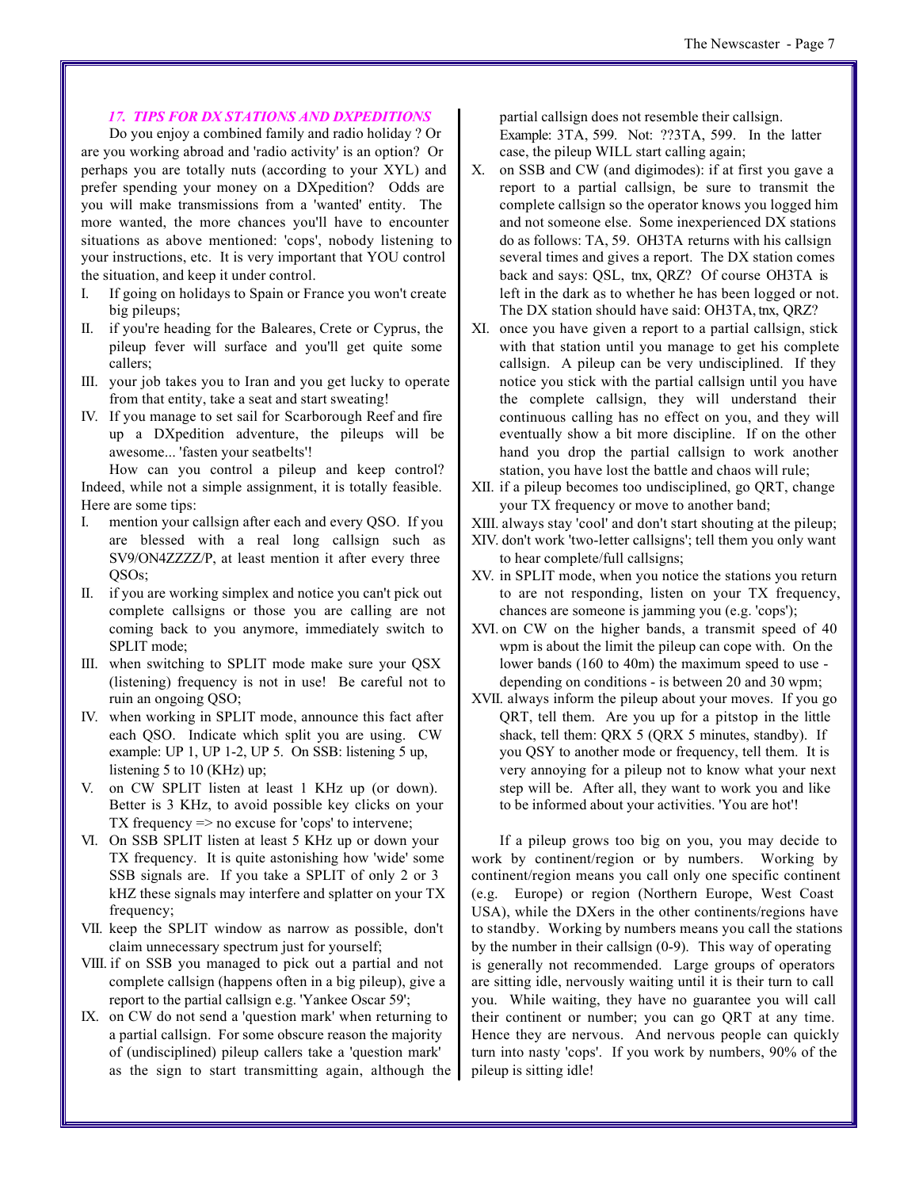### *17. TIPS FOR DX STATIONS AND DXPEDITIONS*

Do you enjoy a combined family and radio holiday ? Or are you working abroad and 'radio activity' is an option? Or perhaps you are totally nuts (according to your XYL) and prefer spending your money on a DXpedition? Odds are you will make transmissions from a 'wanted' entity. The more wanted, the more chances you'll have to encounter situations as above mentioned: 'cops', nobody listening to your instructions, etc. It is very important that YOU control the situation, and keep it under control.

I. If going on holidays to Spain or France you won't create big pileups;
II. if you're heading for the Baleares, Crete or Cyprus, the pileup fever will surface and you'll get quite some callers;
III. your job takes you to Iran and you get lucky to operate from that entity, take a seat and start sweating!
IV. If you manage to set sail for Scarborough Reef and fire up a DXpedition adventure, the pileups will be awesome... 'fasten your seatbelts'!

How can you control a pileup and keep control? Indeed, while not a simple assignment, it is totally feasible. Here are some tips:

I. mention your callsign after each and every QSO. If you are blessed with a real long callsign such as SV9/ON4ZZZZ/P, at least mention it after every three QSOs;
II. if you are working simplex and notice you can't pick out complete callsigns or those you are calling are not coming back to you anymore, immediately switch to SPLIT mode;
III. when switching to SPLIT mode make sure your QSX (listening) frequency is not in use! Be careful not to ruin an ongoing QSO;
IV. when working in SPLIT mode, announce this fact after each QSO. Indicate which split you are using. CW example: UP 1, UP 1-2, UP 5. On SSB: listening 5 up, listening 5 to 10 (KHz) up;
V. on CW SPLIT listen at least 1 KHz up (or down). Better is 3 KHz, to avoid possible key clicks on your TX frequency => no excuse for 'cops' to intervene;
VI. On SSB SPLIT listen at least 5 KHz up or down your TX frequency. It is quite astonishing how 'wide' some SSB signals are. If you take a SPLIT of only 2 or 3 kHZ these signals may interfere and splatter on your TX frequency;
VII. keep the SPLIT window as narrow as possible, don't claim unnecessary spectrum just for yourself;
VIII. if on SSB you managed to pick out a partial and not complete callsign (happens often in a big pileup), give a report to the partial callsign e.g. 'Yankee Oscar 59';
IX. on CW do not send a 'question mark' when returning to a partial callsign. For some obscure reason the majority of (undisciplined) pileup callers take a 'question mark' as the sign to start transmitting again, although the partial callsign does not resemble their callsign. Example: 3TA, 599. Not: ??3TA, 599. In the latter case, the pileup WILL start calling again;
X. on SSB and CW (and digimodes): if at first you gave a report to a partial callsign, be sure to transmit the complete callsign so the operator knows you logged him and not someone else. Some inexperienced DX stations do as follows: TA, 59. OH3TA returns with his callsign several times and gives a report. The DX station comes back and says: QSL, tnx, QRZ? Of course OH3TA is left in the dark as to whether he has been logged or not. The DX station should have said: OH3TA, tnx, QRZ?
XI. once you have given a report to a partial callsign, stick with that station until you manage to get his complete callsign. A pileup can be very undisciplined. If they notice you stick with the partial callsign until you have the complete callsign, they will understand their continuous calling has no effect on you, and they will eventually show a bit more discipline. If on the other hand you drop the partial callsign to work another station, you have lost the battle and chaos will rule;
XII. if a pileup becomes too undisciplined, go QRT, change your TX frequency or move to another band;
XIII. always stay 'cool' and don't start shouting at the pileup;
XIV. don't work 'two-letter callsigns'; tell them you only want to hear complete/full callsigns;
XV. in SPLIT mode, when you notice the stations you return to are not responding, listen on your TX frequency, chances are someone is jamming you (e.g. 'cops');
XVI. on CW on the higher bands, a transmit speed of 40 wpm is about the limit the pileup can cope with. On the lower bands (160 to 40m) the maximum speed to use - depending on conditions - is between 20 and 30 wpm;
XVII. always inform the pileup about your moves. If you go QRT, tell them. Are you up for a pitstop in the little shack, tell them: QRX 5 (QRX 5 minutes, standby). If you QSY to another mode or frequency, tell them. It is very annoying for a pileup not to know what your next step will be. After all, they want to work you and like to be informed about your activities. 'You are hot'!

If a pileup grows too big on you, you may decide to work by continent/region or by numbers. Working by continent/region means you call only one specific continent (e.g. Europe) or region (Northern Europe, West Coast USA), while the DXers in the other continents/regions have to standby. Working by numbers means you call the stations by the number in their callsign (0-9). This way of operating is generally not recommended. Large groups of operators are sitting idle, nervously waiting until it is their turn to call you. While waiting, they have no guarantee you will call their continent or number; you can go QRT at any time. Hence they are nervous. And nervous people can quickly turn into nasty 'cops'. If you work by numbers, 90% of the pileup is sitting idle!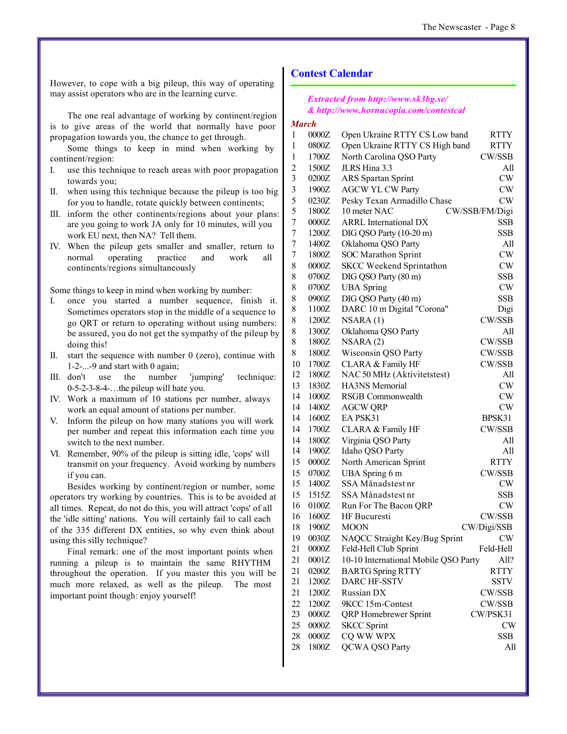However, to cope with a big pileup, this way of operating may assist operators who are in the learning curve.

The one real advantage of working by continent/region is to give areas of the world that normally have poor propagation towards you, the chance to get through.

Some things to keep in mind when working by continent/region:

I. use this technique to reach areas with poor propagation towards you;
II. when using this technique because the pileup is too big for you to handle, rotate quickly between continents;
III. inform the other continents/regions about your plans: are you going to work JA only for 10 minutes, will you work EU next, then NA? Tell them.
IV. When the pileup gets smaller and smaller, return to normal operating practice and work all continents/regions simultaneously

Some things to keep in mind when working by number:

I. once you started a number sequence, finish it. Sometimes operators stop in the middle of a sequence to go QRT or return to operating without using numbers: be assured, you do not get the sympathy of the pileup by doing this!
II. start the sequence with number 0 (zero), continue with 1-2-...-9 and start with 0 again;
III. don't use the number 'jumping' technique: 0-5-2-3-8-4-…the pileup will hate you.
IV. Work a maximum of 10 stations per number, always work an equal amount of stations per number.
V. Inform the pileup on how many stations you will work per number and repeat this information each time you switch to the next number.
VI. Remember, 90% of the pileup is sitting idle, 'cops' will transmit on your frequency. Avoid working by numbers if you can.

Besides working by continent/region or number, some operators try working by countries. This is to be avoided at all times. Repeat, do not do this, you will attract 'cops' of all the 'idle sitting' nations. You will certainly fail to call each of the 335 different DX entities, so why even think about using this silly technique?

Final remark: one of the most important points when running a pileup is to maintain the same RHYTHM throughout the operation. If you master this you will be much more relaxed, as well as the pileup. The most important point though: enjoy yourself!

## Contest Calendar

*Extracted from http://www.sk3bg.se/ & http://www.hornucopia.com/contestcal*

*March*

| Day | Time | Contest | Mode |
|---|---|---|---|
| 1 | 0000Z | Open Ukraine RTTY CS Low band | RTTY |
| 1 | 0800Z | Open Ukraine RTTY CS High band | RTTY |
| 1 | 1700Z | North Carolina QSO Party | CW/SSB |
| 2 | 1500Z | JLRS Hina 3.3 | All |
| 3 | 0200Z | ARS Spartan Sprint | CW |
| 3 | 1900Z | AGCW YL CW Party | CW |
| 5 | 0230Z | Pesky Texan Armadillo Chase | CW |
| 5 | 1800Z | 10 meter NAC | CW/SSB/FM/Digi |
| 7 | 0000Z | ARRL International DX | SSB |
| 7 | 1200Z | DIG QSO Party (10-20 m) | SSB |
| 7 | 1400Z | Oklahoma QSO Party | All |
| 7 | 1800Z | SOC Marathon Sprint | CW |
| 8 | 0000Z | SKCC Weekend Sprintathon | CW |
| 8 | 0700Z | DIG QSO Party (80 m) | SSB |
| 8 | 0700Z | UBA Spring | CW |
| 8 | 0900Z | DIG QSO Party (40 m) | SSB |
| 8 | 1100Z | DARC 10 m Digital "Corona" | Digi |
| 8 | 1200Z | NSARA (1) | CW/SSB |
| 8 | 1300Z | Oklahoma QSO Party | All |
| 8 | 1800Z | NSARA (2) | CW/SSB |
| 8 | 1800Z | Wisconsin QSO Party | CW/SSB |
| 10 | 1700Z | CLARA & Family HF | CW/SSB |
| 12 | 1800Z | NAC 50 MHz (Aktivitetstest) | All |
| 13 | 1830Z | HA3NS Memorial | CW |
| 14 | 1000Z | RSGB Commonwealth | CW |
| 14 | 1400Z | AGCW QRP | CW |
| 14 | 1600Z | EA PSK31 | BPSK31 |
| 14 | 1700Z | CLARA & Family HF | CW/SSB |
| 14 | 1800Z | Virginia QSO Party | All |
| 14 | 1900Z | Idaho QSO Party | All |
| 15 | 0000Z | North American Sprint | RTTY |
| 15 | 0700Z | UBA Spring 6 m | CW/SSB |
| 15 | 1400Z | SSA Månadstest nr | CW |
| 15 | 1515Z | SSA Månadstest nr | SSB |
| 16 | 0100Z | Run For The Bacon QRP | CW |
| 16 | 1600Z | HF Bucuresti | CW/SSB |
| 18 | 1900Z | MOON | CW/Digi/SSB |
| 19 | 0030Z | NAQCC Straight Key/Bug Sprint | CW |
| 21 | 0000Z | Feld-Hell Club Sprint | Feld-Hell |
| 21 | 0001Z | 10-10 International Mobile QSO Party | All? |
| 21 | 0200Z | BARTG Spring RTTY | RTTY |
| 21 | 1200Z | DARC HF-SSTV | SSTV |
| 21 | 1200Z | Russian DX | CW/SSB |
| 22 | 1200Z | 9KCC 15m-Contest | CW/SSB |
| 23 | 0000Z | QRP Homebrewer Sprint | CW/PSK31 |
| 25 | 0000Z | SKCC Sprint | CW |
| 28 | 0000Z | CQ WW WPX | SSB |
| 28 | 1800Z | QCWA QSO Party | All |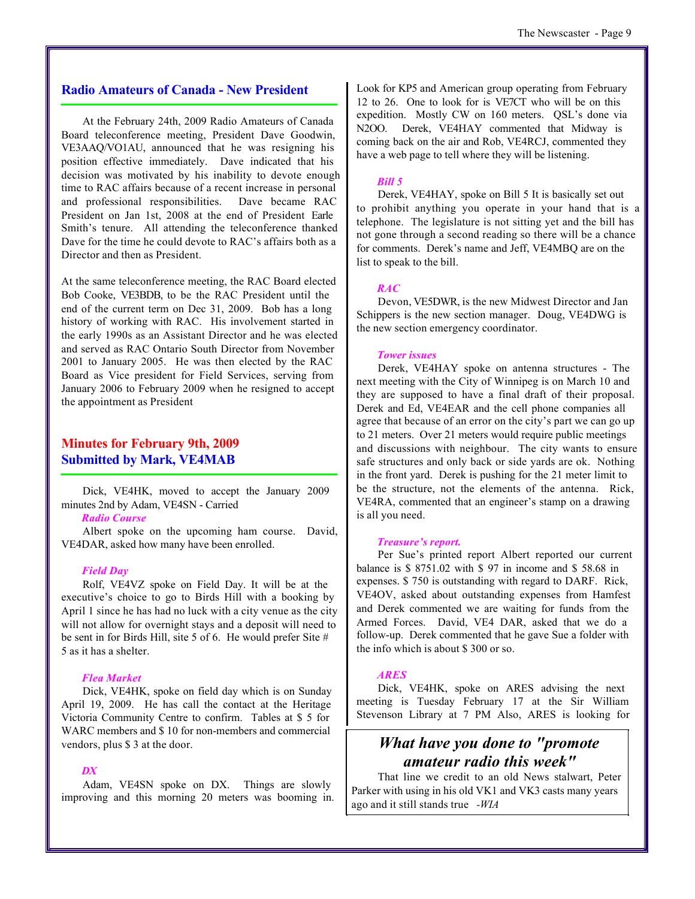## Radio Amateurs of Canada - New President

At the February 24th, 2009 Radio Amateurs of Canada Board teleconference meeting, President Dave Goodwin, VE3AAQ/VO1AU, announced that he was resigning his position effective immediately. Dave indicated that his decision was motivated by his inability to devote enough time to RAC affairs because of a recent increase in personal and professional responsibilities. Dave became RAC President on Jan 1st, 2008 at the end of President Earle Smith's tenure. All attending the teleconference thanked Dave for the time he could devote to RAC's affairs both as a Director and then as President.

At the same teleconference meeting, the RAC Board elected Bob Cooke, VE3BDB, to be the RAC President until the end of the current term on Dec 31, 2009. Bob has a long history of working with RAC. His involvement started in the early 1990s as an Assistant Director and he was elected and served as RAC Ontario South Director from November 2001 to January 2005. He was then elected by the RAC Board as Vice president for Field Services, serving from January 2006 to February 2009 when he resigned to accept the appointment as President

## Minutes for February 9th, 2009
## Submitted by Mark, VE4MAB

Dick, VE4HK, moved to accept the January 2009 minutes 2nd by Adam, VE4SN - Carried

***Radio Course***

Albert spoke on the upcoming ham course. David, VE4DAR, asked how many have been enrolled.

***Field Day***

Rolf, VE4VZ spoke on Field Day. It will be at the executive's choice to go to Birds Hill with a booking by April 1 since he has had no luck with a city venue as the city will not allow for overnight stays and a deposit will need to be sent in for Birds Hill, site 5 of 6. He would prefer Site # 5 as it has a shelter.

***Flea Market***

Dick, VE4HK, spoke on field day which is on Sunday April 19, 2009. He has call the contact at the Heritage Victoria Community Centre to confirm. Tables at $ 5 for WARC members and $ 10 for non-members and commercial vendors, plus $ 3 at the door.

***DX***

Adam, VE4SN spoke on DX. Things are slowly improving and this morning 20 meters was booming in. Look for KP5 and American group operating from February 12 to 26. One to look for is VE7CT who will be on this expedition. Mostly CW on 160 meters. QSL's done via N2OO. Derek, VE4HAY commented that Midway is coming back on the air and Rob, VE4RCJ, commented they have a web page to tell where they will be listening.

***Bill 5***

Derek, VE4HAY, spoke on Bill 5 It is basically set out to prohibit anything you operate in your hand that is a telephone. The legislature is not sitting yet and the bill has not gone through a second reading so there will be a chance for comments. Derek's name and Jeff, VE4MBQ are on the list to speak to the bill.

***RAC***

Devon, VE5DWR, is the new Midwest Director and Jan Schippers is the new section manager. Doug, VE4DWG is the new section emergency coordinator.

***Tower issues***

Derek, VE4HAY spoke on antenna structures - The next meeting with the City of Winnipeg is on March 10 and they are supposed to have a final draft of their proposal. Derek and Ed, VE4EAR and the cell phone companies all agree that because of an error on the city's part we can go up to 21 meters. Over 21 meters would require public meetings and discussions with neighbour. The city wants to ensure safe structures and only back or side yards are ok. Nothing in the front yard. Derek is pushing for the 21 meter limit to be the structure, not the elements of the antenna. Rick, VE4RA, commented that an engineer's stamp on a drawing is all you need.

***Treasure's report.***

Per Sue's printed report Albert reported our current balance is $ 8751.02 with $ 97 in income and $ 58.68 in expenses. $ 750 is outstanding with regard to DARF. Rick, VE4OV, asked about outstanding expenses from Hamfest and Derek commented we are waiting for funds from the Armed Forces. David, VE4 DAR, asked that we do a follow-up. Derek commented that he gave Sue a folder with the info which is about $ 300 or so.

***ARES***

Dick, VE4HK, spoke on ARES advising the next meeting is Tuesday February 17 at the Sir William Stevenson Library at 7 PM Also, ARES is looking for

---

### *What have you done to "promote amateur radio this week"*

That line we credit to an old News stalwart, Peter Parker with using in his old VK1 and VK3 casts many years ago and it still stands true *-WIA*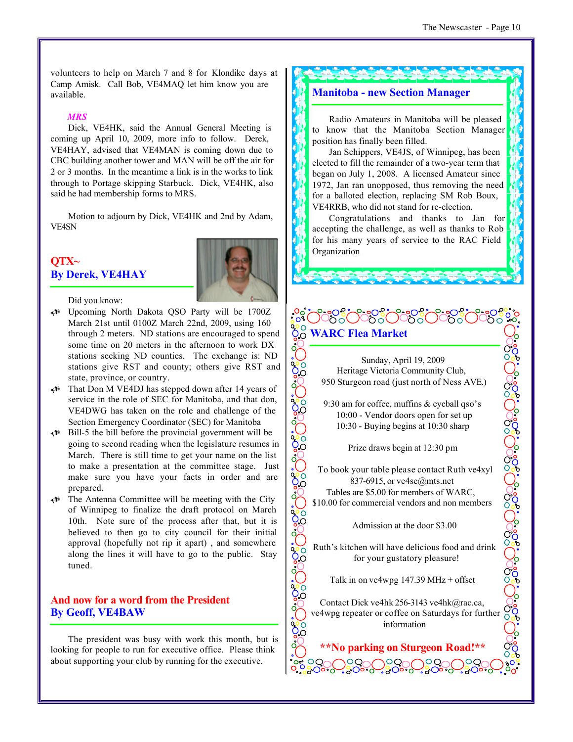volunteers to help on March 7 and 8 for Klondike days at Camp Amisk. Call Bob, VE4MAQ let him know you are available.

*MRS*

Dick, VE4HK, said the Annual General Meeting is coming up April 10, 2009, more info to follow. Derek, VE4HAY, advised that VE4MAN is coming down due to CBC building another tower and MAN will be off the air for 2 or 3 months. In the meantime a link is in the works to link through to Portage skipping Starbuck. Dick, VE4HK, also said he had membership forms to MRS.

Motion to adjourn by Dick, VE4HK and 2nd by Adam, VE4SN

## QTX~
## By Derek, VE4HAY

Did you know:

- Upcoming North Dakota QSO Party will be 1700Z March 21st until 0100Z March 22nd, 2009, using 160 through 2 meters. ND stations are encouraged to spend some time on 20 meters in the afternoon to work DX stations seeking ND counties. The exchange is: ND stations give RST and county; others give RST and state, province, or country.
- That Don M VE4DJ has stepped down after 14 years of service in the role of SEC for Manitoba, and that don, VE4DWG has taken on the role and challenge of the Section Emergency Coordinator (SEC) for Manitoba
- Bill-5 the bill before the provincial government will be going to second reading when the legislature resumes in March. There is still time to get your name on the list to make a presentation at the committee stage. Just make sure you have your facts in order and are prepared.
- The Antenna Committee will be meeting with the City of Winnipeg to finalize the draft protocol on March 10th. Note sure of the process after that, but it is believed to then go to city council for their initial approval (hopefully not rip it apart) , and somewhere along the lines it will have to go to the public. Stay tuned.

## And now for a word from the President
## By Geoff, VE4BAW

The president was busy with work this month, but is looking for people to run for executive office. Please think about supporting your club by running for the executive.

## Manitoba - new Section Manager

Radio Amateurs in Manitoba will be pleased to know that the Manitoba Section Manager position has finally been filled.

Jan Schippers, VE4JS, of Winnipeg, has been elected to fill the remainder of a two-year term that began on July 1, 2008. A licensed Amateur since 1972, Jan ran unopposed, thus removing the need for a balloted election, replacing SM Rob Boux, VE4RRB, who did not stand for re-election.

Congratulations and thanks to Jan for accepting the challenge, as well as thanks to Rob for his many years of service to the RAC Field Organization

## WARC Flea Market

Sunday, April 19, 2009
Heritage Victoria Community Club,
950 Sturgeon road (just north of Ness AVE.)

9:30 am for coffee, muffins & eyeball qso's
10:00 - Vendor doors open for set up
10:30 - Buying begins at 10:30 sharp

Prize draws begin at 12:30 pm

To book your table please contact Ruth ve4xyl 837-6915, or ve4se@mts.net
Tables are $5.00 for members of WARC,
$10.00 for commercial vendors and non members

Admission at the door $3.00

Ruth's kitchen will have delicious food and drink for your gustatory pleasure!

Talk in on ve4wpg 147.39 MHz + offset

Contact Dick ve4hk 256-3143 ve4hk@rac.ca, ve4wpg repeater or coffee on Saturdays for further information

**\*\*No parking on Sturgeon Road!\*\***